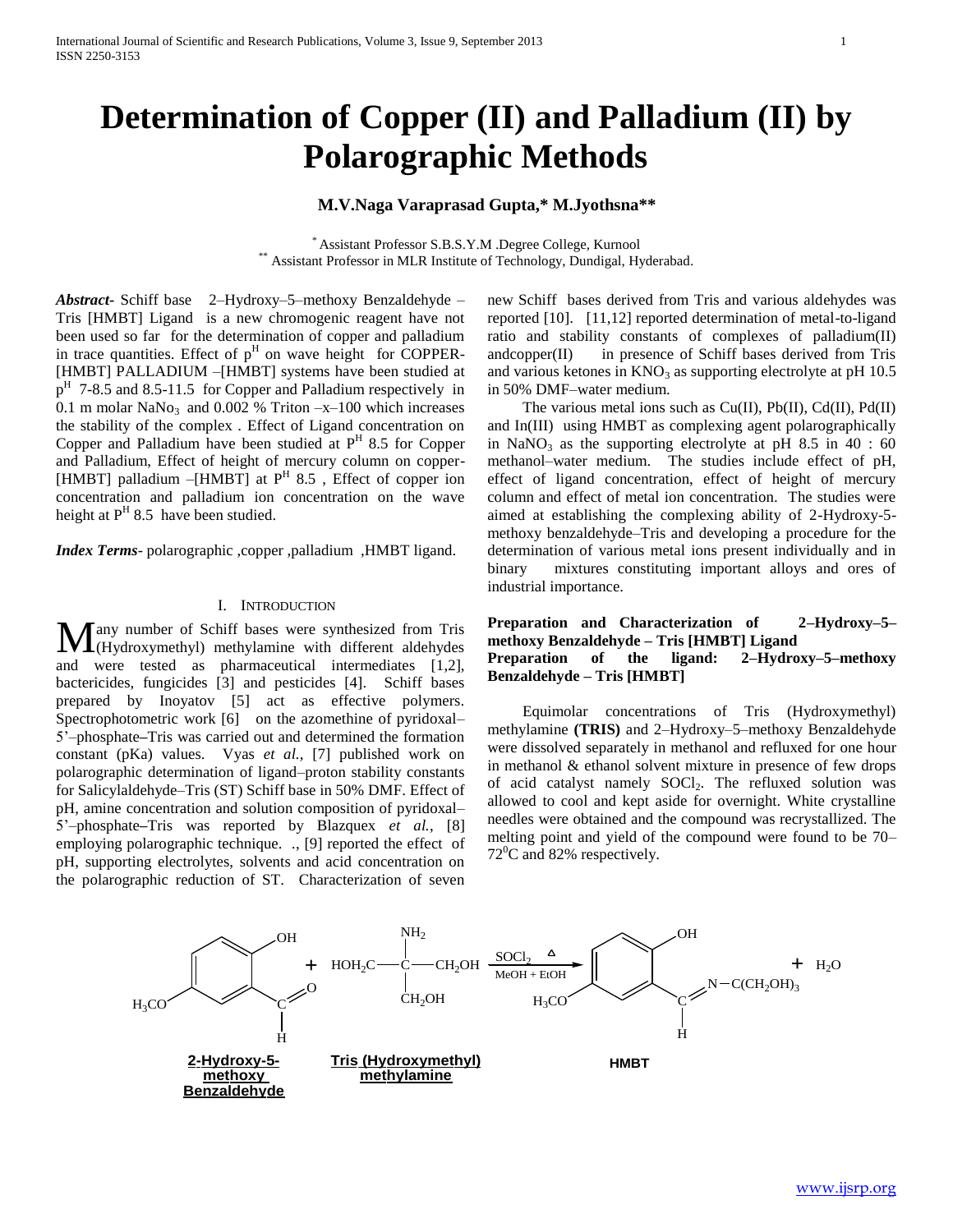# Determination of Copper (II) and Palladium (II) by Polarographic Methods

**M.V.Naga Varaprasad Gupta,* M.Jyothsna****

\* Assistant Professor S.B.S.Y.M .Degree College, Kurnool
\*\* Assistant Professor in MLR Institute of Technology, Dundigal, Hyderabad.

***Abstract-*** Schiff base 2–Hydroxy–5–methoxy Benzaldehyde – Tris [HMBT] Ligand is a new chromogenic reagent have not been used so far for the determination of copper and palladium in trace quantities. Effect of $p^H$ on wave height for COPPER-[HMBT] PALLADIUM –[HMBT] systems have been studied at $p^H$ 7-8.5 and 8.5-11.5 for Copper and Palladium respectively in 0.1 m molar $NaNo_3$ and 0.002 % Triton –x–100 which increases the stability of the complex . Effect of Ligand concentration on Copper and Palladium have been studied at $P^H$ 8.5 for Copper and Palladium, Effect of height of mercury column on copper-[HMBT] palladium –[HMBT] at $P^H$ 8.5 , Effect of copper ion concentration and palladium ion concentration on the wave height at $P^H$ 8.5 have been studied.

***Index Terms*****-** polarographic ,copper ,palladium ,HMBT ligand.

## I. Introduction

Many number of Schiff bases were synthesized from Tris (Hydroxymethyl) methylamine with different aldehydes and were tested as pharmaceutical intermediates [1,2], bactericides, fungicides [3] and pesticides [4]. Schiff bases prepared by Inoyatov [5] act as effective polymers. Spectrophotometric work [6] on the azomethine of pyridoxal–5'–phosphate–Tris was carried out and determined the formation constant (pKa) values. Vyas *et al.*, [7] published work on polarographic determination of ligand–proton stability constants for Salicylaldehyde–Tris (ST) Schiff base in 50% DMF. Effect of pH, amine concentration and solution composition of pyridoxal–5'–phosphate–Tris was reported by Blazquex *et al.*, [8] employing polarographic technique. ., [9] reported the effect of pH, supporting electrolytes, solvents and acid concentration on the polarographic reduction of ST. Characterization of seven new Schiff bases derived from Tris and various aldehydes was reported [10]. [11,12] reported determination of metal-to-ligand ratio and stability constants of complexes of palladium(II) andcopper(II) in presence of Schiff bases derived from Tris and various ketones in $KNO_3$ as supporting electrolyte at pH 10.5 in 50% DMF–water medium.

The various metal ions such as Cu(II), Pb(II), Cd(II), Pd(II) and In(III) using HMBT as complexing agent polarographically in $NaNO_3$ as the supporting electrolyte at pH 8.5 in 40 : 60 methanol–water medium. The studies include effect of pH, effect of ligand concentration, effect of height of mercury column and effect of metal ion concentration. The studies were aimed at establishing the complexing ability of 2-Hydroxy-5-methoxy benzaldehyde–Tris and developing a procedure for the determination of various metal ions present individually and in binary mixtures constituting important alloys and ores of industrial importance.

**Preparation and Characterization of 2–Hydroxy–5–methoxy Benzaldehyde – Tris [HMBT] Ligand**

**Preparation of the ligand: 2–Hydroxy–5–methoxy Benzaldehyde – Tris [HMBT]**

Equimolar concentrations of Tris (Hydroxymethyl) methylamine **(TRIS)** and 2–Hydroxy–5–methoxy Benzaldehyde were dissolved separately in methanol and refluxed for one hour in methanol & ethanol solvent mixture in presence of few drops of acid catalyst namely $SOCl_2$. The refluxed solution was allowed to cool and kept aside for overnight. White crystalline needles were obtained and the compound was recrystallized. The melting point and yield of the compound were found to be 70–72$^0$C and 82% respectively.

**2-Hydroxy-5-methoxy Benzaldehyde** + **Tris (Hydroxymethyl) methylamine** $\xrightarrow[\text{MeOH + EtOH}]{SOCl_2\ \Delta}$ **HMBT** + $H_2O$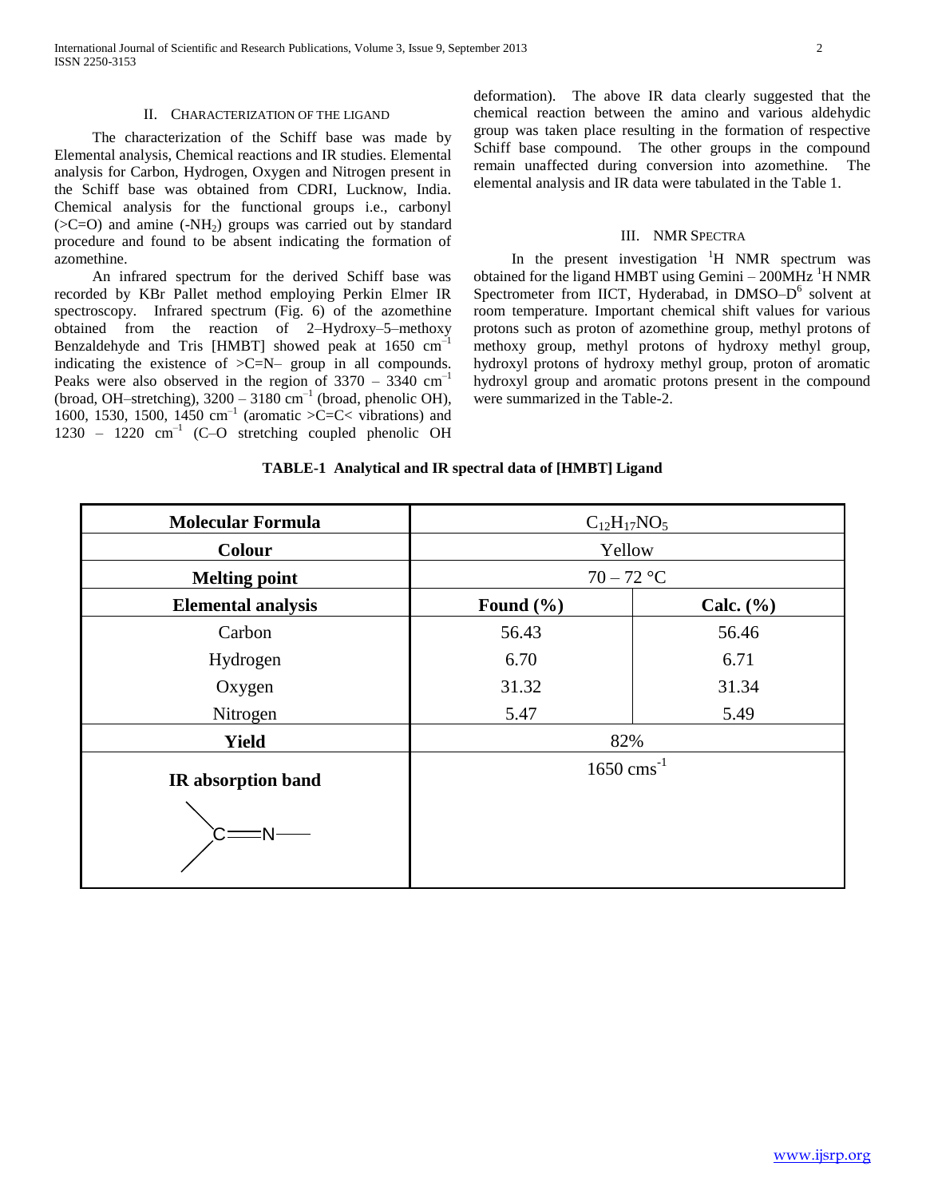## II. Characterization of the Ligand

The characterization of the Schiff base was made by Elemental analysis, Chemical reactions and IR studies. Elemental analysis for Carbon, Hydrogen, Oxygen and Nitrogen present in the Schiff base was obtained from CDRI, Lucknow, India. Chemical analysis for the functional groups i.e., carbonyl (>C=O) and amine ($-NH_2$) groups was carried out by standard procedure and found to be absent indicating the formation of azomethine.

An infrared spectrum for the derived Schiff base was recorded by KBr Pallet method employing Perkin Elmer IR spectroscopy. Infrared spectrum (Fig. 6) of the azomethine obtained from the reaction of 2–Hydroxy–5–methoxy Benzaldehyde and Tris [HMBT] showed peak at 1650 $cm^{-1}$ indicating the existence of >C=N– group in all compounds. Peaks were also observed in the region of 3370 – 3340 $cm^{-1}$ (broad, OH–stretching), 3200 – 3180 $cm^{-1}$ (broad, phenolic OH), 1600, 1530, 1500, 1450 $cm^{-1}$ (aromatic >C=C< vibrations) and 1230 – 1220 $cm^{-1}$ (C–O stretching coupled phenolic OH deformation). The above IR data clearly suggested that the chemical reaction between the amino and various aldehydic group was taken place resulting in the formation of respective Schiff base compound. The other groups in the compound remain unaffected during conversion into azomethine. The elemental analysis and IR data were tabulated in the Table 1.

## III. NMR Spectra

In the present investigation $^1H$ NMR spectrum was obtained for the ligand HMBT using Gemini – 200MHz $^1H$ NMR Spectrometer from IICT, Hyderabad, in DMSO–$D^6$ solvent at room temperature. Important chemical shift values for various protons such as proton of azomethine group, methyl protons of methoxy group, methyl protons of hydroxy methyl group, hydroxyl protons of hydroxy methyl group, proton of aromatic hydroxyl group and aromatic protons present in the compound were summarized in the Table-2.

**TABLE-1 Analytical and IR spectral data of [HMBT] Ligand**

| **Molecular Formula** | $C_{12}H_{17}NO_5$ | |
|---|---|---|
| **Colour** | Yellow | |
| **Melting point** | 70 – 72 °C | |
| **Elemental analysis** | **Found (%)** | **Calc. (%)** |
| Carbon | 56.43 | 56.46 |
| Hydrogen | 6.70 | 6.71 |
| Oxygen | 31.32 | 31.34 |
| Nitrogen | 5.47 | 5.49 |
| **Yield** | 82% | |
| **IR absorption band** >C=N– | 1650 $cms^{-1}$ | |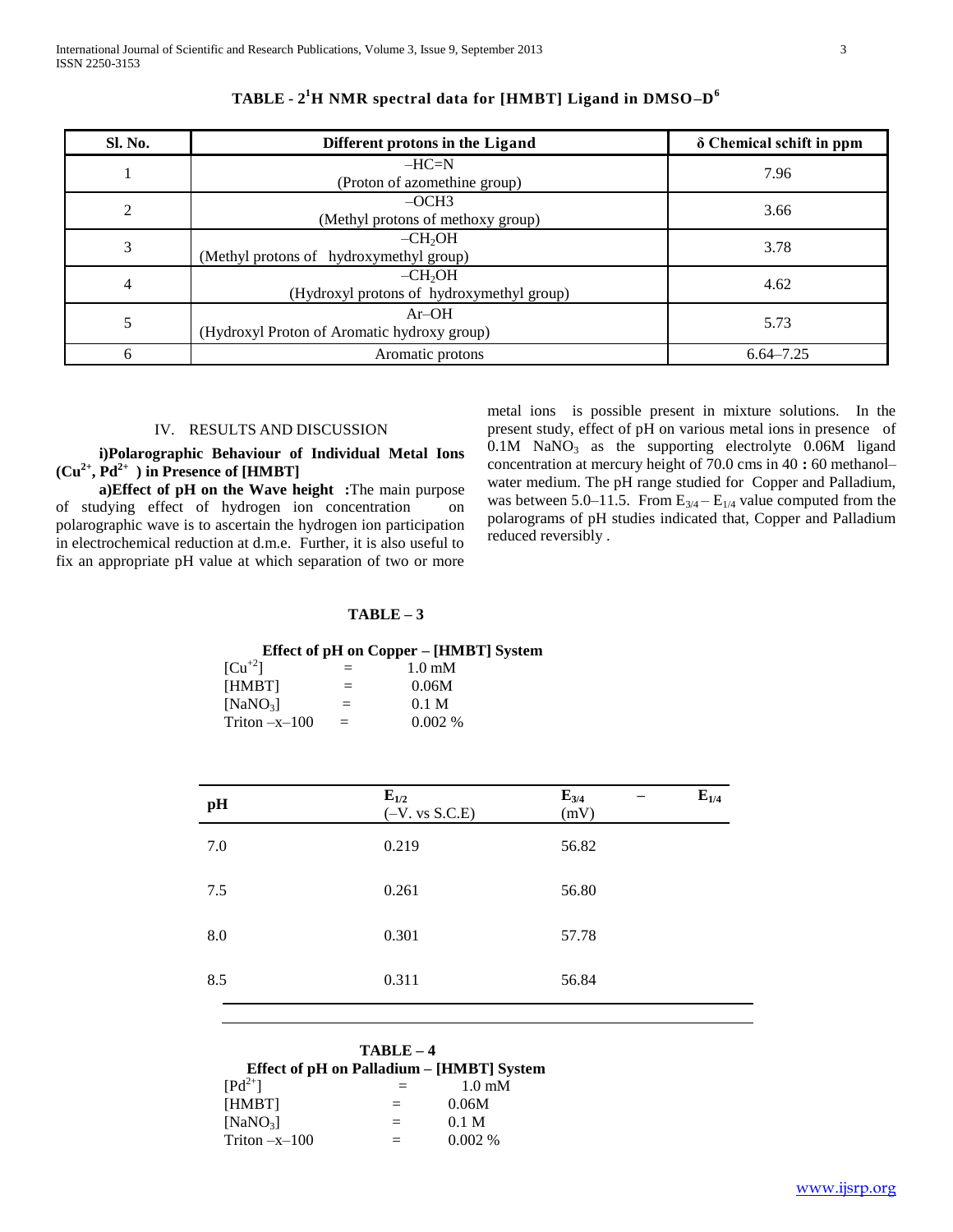**TABLE - 2 $^1$H NMR spectral data for [HMBT] Ligand in DMSO–D$^6$**

| Sl. No. | Different protons in the Ligand | δ Chemical schift in ppm |
|---|---|---|
| 1 | –HC=N (Proton of azomethine group) | 7.96 |
| 2 | –OCH3 (Methyl protons of methoxy group) | 3.66 |
| 3 | $–CH_2OH$ (Methyl protons of hydroxymethyl group) | 3.78 |
| 4 | $–CH_2OH$ (Hydroxyl protons of hydroxymethyl group) | 4.62 |
| 5 | Ar–OH (Hydroxyl Proton of Aromatic hydroxy group) | 5.73 |
| 6 | Aromatic protons | 6.64–7.25 |

## IV. RESULTS AND DISCUSSION

### i)Polarographic Behaviour of Individual Metal Ions ($Cu^{2+}$, $Pd^{2+}$ ) in Presence of [HMBT]

**a)Effect of pH on the Wave height :**The main purpose of studying effect of hydrogen ion concentration on polarographic wave is to ascertain the hydrogen ion participation in electrochemical reduction at d.m.e. Further, it is also useful to fix an appropriate pH value at which separation of two or more metal ions is possible present in mixture solutions. In the present study, effect of pH on various metal ions in presence of 0.1M $NaNO_3$ as the supporting electrolyte 0.06M ligand concentration at mercury height of 70.0 cms in 40 **:** 60 methanol–water medium. The pH range studied for Copper and Palladium, was between 5.0–11.5. From $E_{3/4} – E_{1/4}$ value computed from the polarograms of pH studies indicated that, Copper and Palladium reduced reversibly .

**TABLE – 3**

**Effect of pH on Copper – [HMBT] System**

$[Cu^{+2}]$ = 1.0 mM
[HMBT] = 0.06M
$[NaNO_3]$ = 0.1 M
Triton –x–100 = 0.002 %

| pH | $E_{1/2}$ (–V. vs S.C.E) | $E_{3/4} – E_{1/4}$ (mV) |
|---|---|---|
| 7.0 | 0.219 | 56.82 |
| 7.5 | 0.261 | 56.80 |
| 8.0 | 0.301 | 57.78 |
| 8.5 | 0.311 | 56.84 |

**TABLE – 4**

**Effect of pH on Palladium – [HMBT] System**

$[Pd^{2+}]$ = 1.0 mM
[HMBT] = 0.06M
$[NaNO_3]$ = 0.1 M
Triton –x–100 = 0.002 %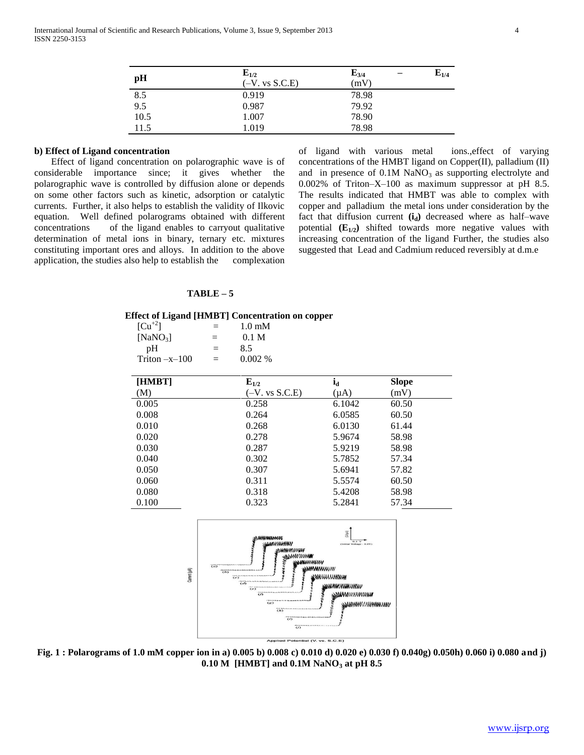| pH | $E_{1/2}$ (–V. vs S.C.E) | $E_{3/4} - E_{1/4}$ (mV) |
|---|---|---|
| 8.5 | 0.919 | 78.98 |
| 9.5 | 0.987 | 79.92 |
| 10.5 | 1.007 | 78.90 |
| 11.5 | 1.019 | 78.98 |

**b) Effect of Ligand concentration**

Effect of ligand concentration on polarographic wave is of considerable importance since; it gives whether the polarographic wave is controlled by diffusion alone or depends on some other factors such as kinetic, adsorption or catalytic currents. Further, it also helps to establish the validity of Ilkovic equation. Well defined polarograms obtained with different concentrations of the ligand enables to carryout qualitative determination of metal ions in binary, ternary etc. mixtures constituting important ores and alloys. In addition to the above application, the studies also help to establish the complexation of ligand with various metal ions.,effect of varying concentrations of the HMBT ligand on Copper(II), palladium (II) and in presence of 0.1M $NaNO_3$ as supporting electrolyte and 0.002% of Triton–X–100 as maximum suppressor at pH 8.5. The results indicated that HMBT was able to complex with copper and palladium the metal ions under consideration by the fact that diffusion current **($i_d$)** decreased where as half–wave potential **($E_{1/2}$)** shifted towards more negative values with increasing concentration of the ligand Further, the studies also suggested that Lead and Cadmium reduced reversibly at d.m.e

**TABLE – 5**

**Effect of Ligand [HMBT] Concentration on copper**

$[Cu^{+2}]$ = 1.0 mM
$[NaNO_3]$ = 0.1 M
pH = 8.5
Triton –x–100 = 0.002 %

| [HMBT] (M) | $E_{1/2}$ (–V. vs S.C.E) | $i_d$ (μA) | Slope (mV) |
|---|---|---|---|
| 0.005 | 0.258 | 6.1042 | 60.50 |
| 0.008 | 0.264 | 6.0585 | 60.50 |
| 0.010 | 0.268 | 6.0130 | 61.44 |
| 0.020 | 0.278 | 5.9674 | 58.98 |
| 0.030 | 0.287 | 5.9219 | 58.98 |
| 0.040 | 0.302 | 5.7852 | 57.34 |
| 0.050 | 0.307 | 5.6941 | 57.82 |
| 0.060 | 0.311 | 5.5574 | 60.50 |
| 0.080 | 0.318 | 5.4208 | 58.98 |
| 0.100 | 0.323 | 5.2841 | 57.34 |

**Fig. 1 : Polarograms of 1.0 mM copper ion in a) 0.005 b) 0.008 c) 0.010 d) 0.020 e) 0.030 f) 0.040g) 0.050h) 0.060 i) 0.080 and j) 0.10 M [HMBT] and 0.1M $NaNO_3$ at pH 8.5**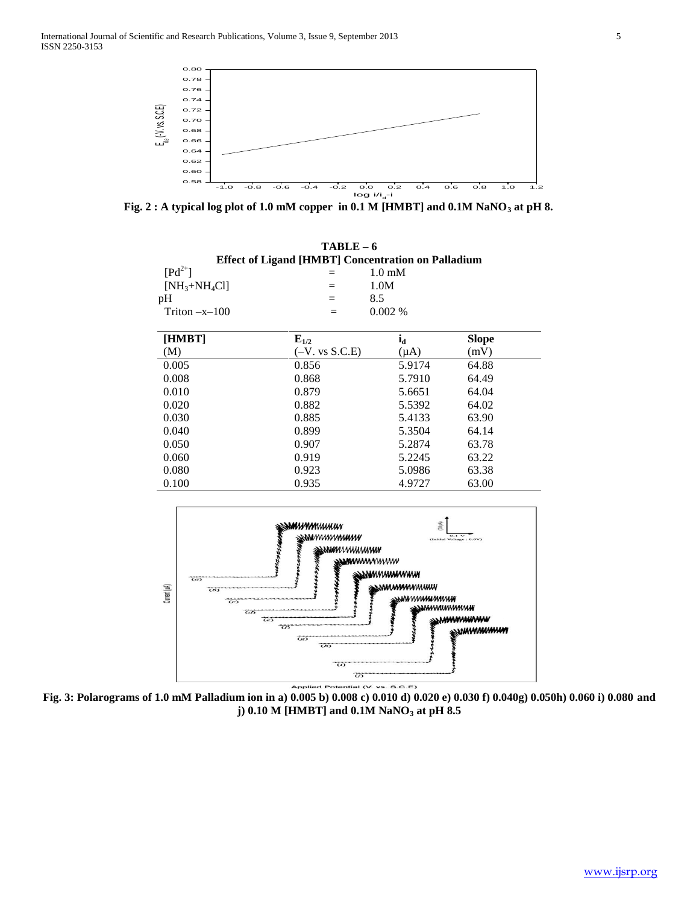Fig. 2 : A typical log plot of 1.0 mM copper in 0.1 M [HMBT] and 0.1M $NaNO_3$ at pH 8.

**TABLE – 6**

**Effect of Ligand [HMBT] Concentration on Palladium**

$[Pd^{2+}]$ = 1.0 mM

$[NH_3+NH_4Cl]$ = 1.0M

pH = 8.5

Triton –x–100 = 0.002 %

| [HMBT] (M) | $E_{1/2}$ (–V. vs S.C.E) | $i_d$ (μA) | Slope (mV) |
|---|---|---|---|
| 0.005 | 0.856 | 5.9174 | 64.88 |
| 0.008 | 0.868 | 5.7910 | 64.49 |
| 0.010 | 0.879 | 5.6651 | 64.04 |
| 0.020 | 0.882 | 5.5392 | 64.02 |
| 0.030 | 0.885 | 5.4133 | 63.90 |
| 0.040 | 0.899 | 5.3504 | 64.14 |
| 0.050 | 0.907 | 5.2874 | 63.78 |
| 0.060 | 0.919 | 5.2245 | 63.22 |
| 0.080 | 0.923 | 5.0986 | 63.38 |
| 0.100 | 0.935 | 4.9727 | 63.00 |

Fig. 3: Polarograms of 1.0 mM Palladium ion in a) 0.005 b) 0.008 c) 0.010 d) 0.020 e) 0.030 f) 0.040g) 0.050h) 0.060 i) 0.080 and j) 0.10 M [HMBT] and 0.1M $NaNO_3$ at pH 8.5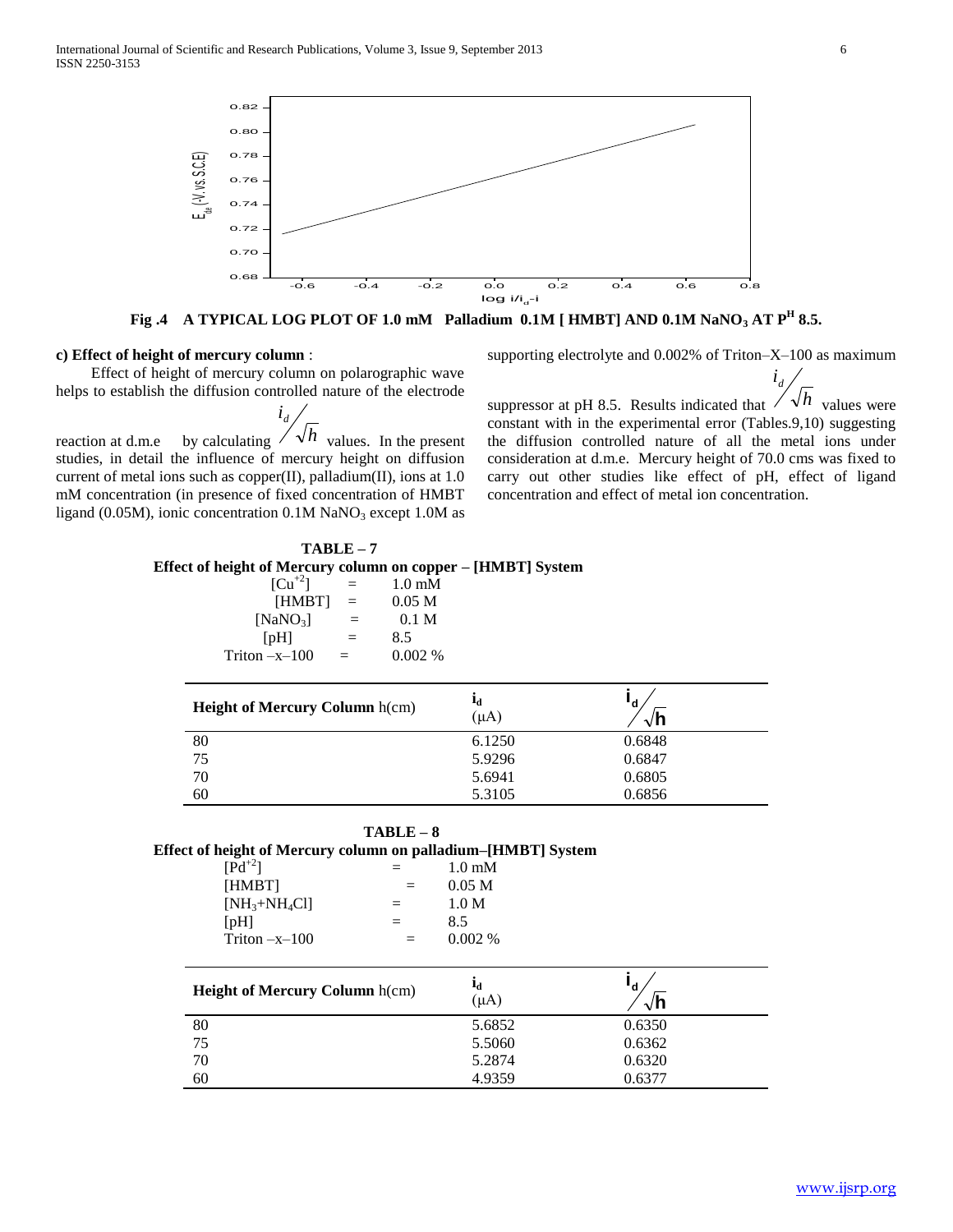Fig .4 A TYPICAL LOG PLOT OF 1.0 mM Palladium 0.1M [ HMBT] AND 0.1M $NaNO_3$ AT $P^H$ 8.5.

**c) Effect of height of mercury column** :

Effect of height of mercury column on polarographic wave helps to establish the diffusion controlled nature of the electrode reaction at d.m.e by calculating $i_d/\sqrt{h}$ values. In the present studies, in detail the influence of mercury height on diffusion current of metal ions such as copper(II), palladium(II), ions at 1.0 mM concentration (in presence of fixed concentration of HMBT ligand (0.05M), ionic concentration 0.1M $NaNO_3$ except 1.0M as supporting electrolyte and 0.002% of Triton–X–100 as maximum suppressor at pH 8.5. Results indicated that $i_d/\sqrt{h}$ values were constant with in the experimental error (Tables.9,10) suggesting the diffusion controlled nature of all the metal ions under consideration at d.m.e. Mercury height of 70.0 cms was fixed to carry out other studies like effect of pH, effect of ligand concentration and effect of metal ion concentration.

**TABLE – 7**

**Effect of height of Mercury column on copper – [HMBT] System**

$[Cu^{+2}]$ = 1.0 mM
[HMBT] = 0.05 M
$[NaNO_3]$ = 0.1 M
[pH] = 8.5
Triton –x–100 = 0.002 %

| Height of Mercury Column h(cm) | $i_d$ (μA) | $i_d/\sqrt{h}$ |
|---|---|---|
| 80 | 6.1250 | 0.6848 |
| 75 | 5.9296 | 0.6847 |
| 70 | 5.6941 | 0.6805 |
| 60 | 5.3105 | 0.6856 |

**TABLE – 8**

**Effect of height of Mercury column on palladium–[HMBT] System**

$[Pd^{+2}]$ = 1.0 mM
[HMBT] = 0.05 M
$[NH_3+NH_4Cl]$ = 1.0 M
[pH] = 8.5
Triton –x–100 = 0.002 %

| Height of Mercury Column h(cm) | $i_d$ (μA) | $i_d/\sqrt{h}$ |
|---|---|---|
| 80 | 5.6852 | 0.6350 |
| 75 | 5.5060 | 0.6362 |
| 70 | 5.2874 | 0.6320 |
| 60 | 4.9359 | 0.6377 |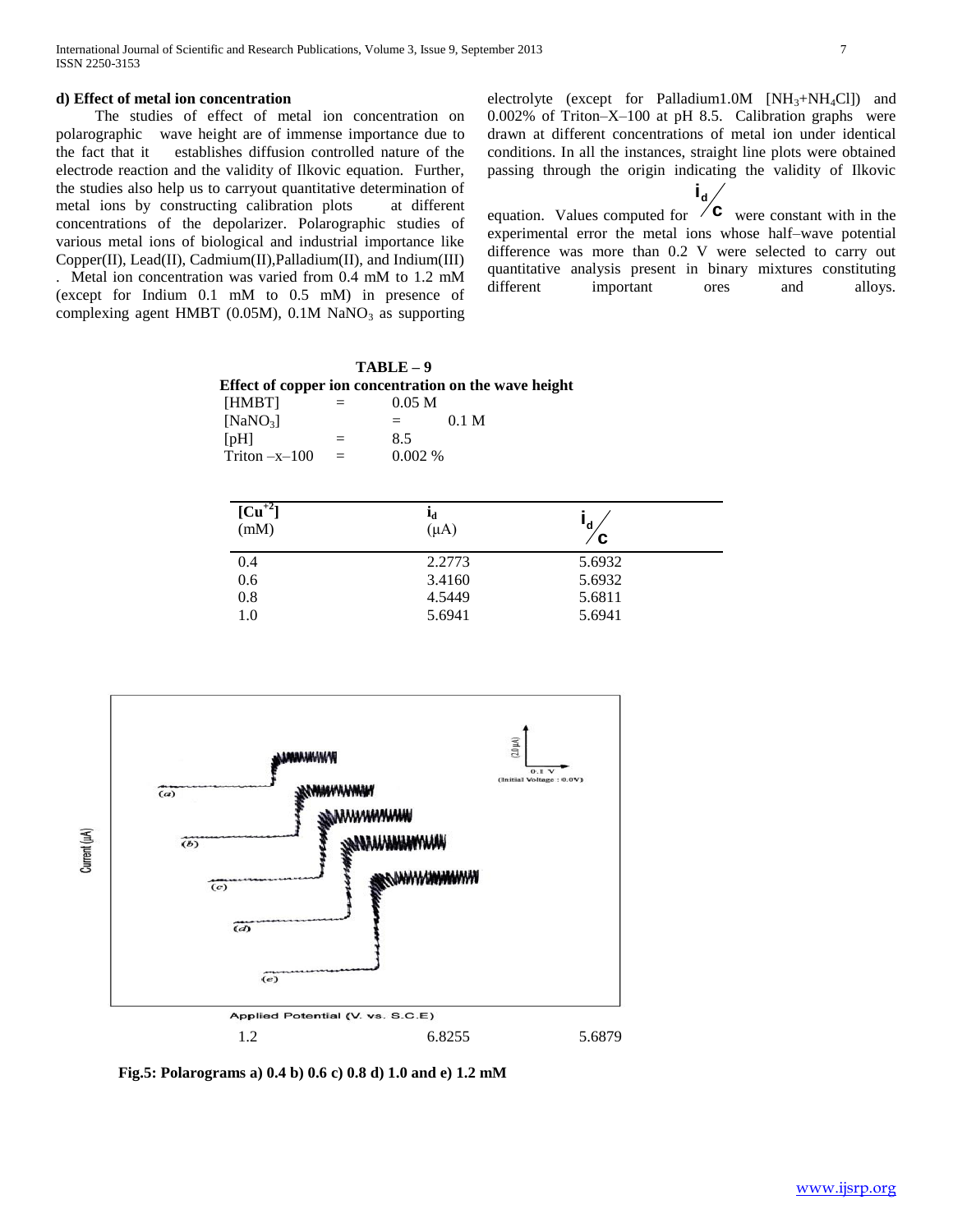### d) Effect of metal ion concentration

The studies of effect of metal ion concentration on polarographic wave height are of immense importance due to the fact that it establishes diffusion controlled nature of the electrode reaction and the validity of Ilkovic equation. Further, the studies also help us to carryout quantitative determination of metal ions by constructing calibration plots at different concentrations of the depolarizer. Polarographic studies of various metal ions of biological and industrial importance like Copper(II), Lead(II), Cadmium(II),Palladium(II), and Indium(III) . Metal ion concentration was varied from 0.4 mM to 1.2 mM (except for Indium 0.1 mM to 0.5 mM) in presence of complexing agent HMBT (0.05M), 0.1M $NaNO_3$ as supporting electrolyte (except for Palladium1.0M [$NH_3$+$NH_4Cl$]) and 0.002% of Triton–X–100 at pH 8.5. Calibration graphs were drawn at different concentrations of metal ion under identical conditions. In all the instances, straight line plots were obtained passing through the origin indicating the validity of Ilkovic equation. Values computed for $i_d/C$ were constant with in the experimental error the metal ions whose half–wave potential difference was more than 0.2 V were selected to carry out quantitative analysis present in binary mixtures constituting different important ores and alloys.

**TABLE – 9**
**Effect of copper ion concentration on the wave height**

[HMBT] = 0.05 M
[$NaNO_3$] = 0.1 M
[pH] = 8.5
Triton –x–100 = 0.002 %

| $[Cu^{+2}]$ (mM) | $i_d$ (μA) | $i_d/C$ |
|---|---|---|
| 0.4 | 2.2773 | 5.6932 |
| 0.6 | 3.4160 | 5.6932 |
| 0.8 | 4.5449 | 5.6811 |
| 1.0 | 5.6941 | 5.6941 |
| 1.2 | 6.8255 | 5.6879 |

**Fig.5: Polarograms a) 0.4 b) 0.6 c) 0.8 d) 1.0 and e) 1.2 mM**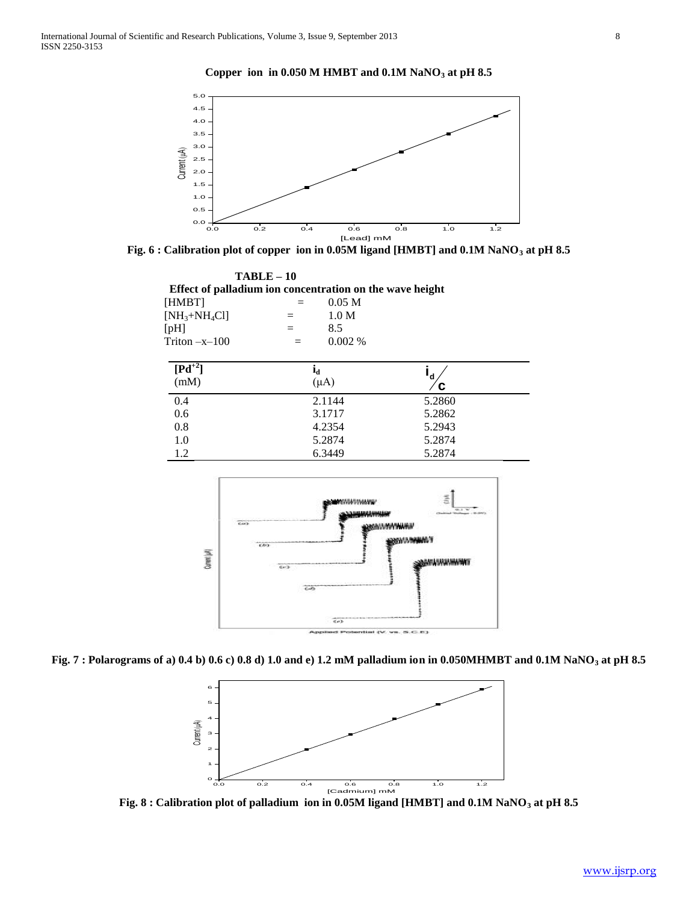**Copper ion in 0.050 M HMBT and 0.1M $NaNO_3$ at pH 8.5**

Fig. 6 : Calibration plot of copper ion in 0.05M ligand [HMBT] and 0.1M $NaNO_3$ at pH 8.5

**TABLE – 10**

**Effect of palladium ion concentration on the wave height**

[HMBT] = 0.05 M
[$NH_3$+$NH_4Cl$] = 1.0 M
[pH] = 8.5
Triton –x–100 = 0.002 %

| [$Pd^{+2}$] (mM) | $i_d$ (μA) | $i_d/C$ |
|---|---|---|
| 0.4 | 2.1144 | 5.2860 |
| 0.6 | 3.1717 | 5.2862 |
| 0.8 | 4.2354 | 5.2943 |
| 1.0 | 5.2874 | 5.2874 |
| 1.2 | 6.3449 | 5.2874 |

Fig. 7 : Polarograms of a) 0.4 b) 0.6 c) 0.8 d) 1.0 and e) 1.2 mM palladium ion in 0.050MHMBT and 0.1M $NaNO_3$ at pH 8.5

Fig. 8 : Calibration plot of palladium ion in 0.05M ligand [HMBT] and 0.1M $NaNO_3$ at pH 8.5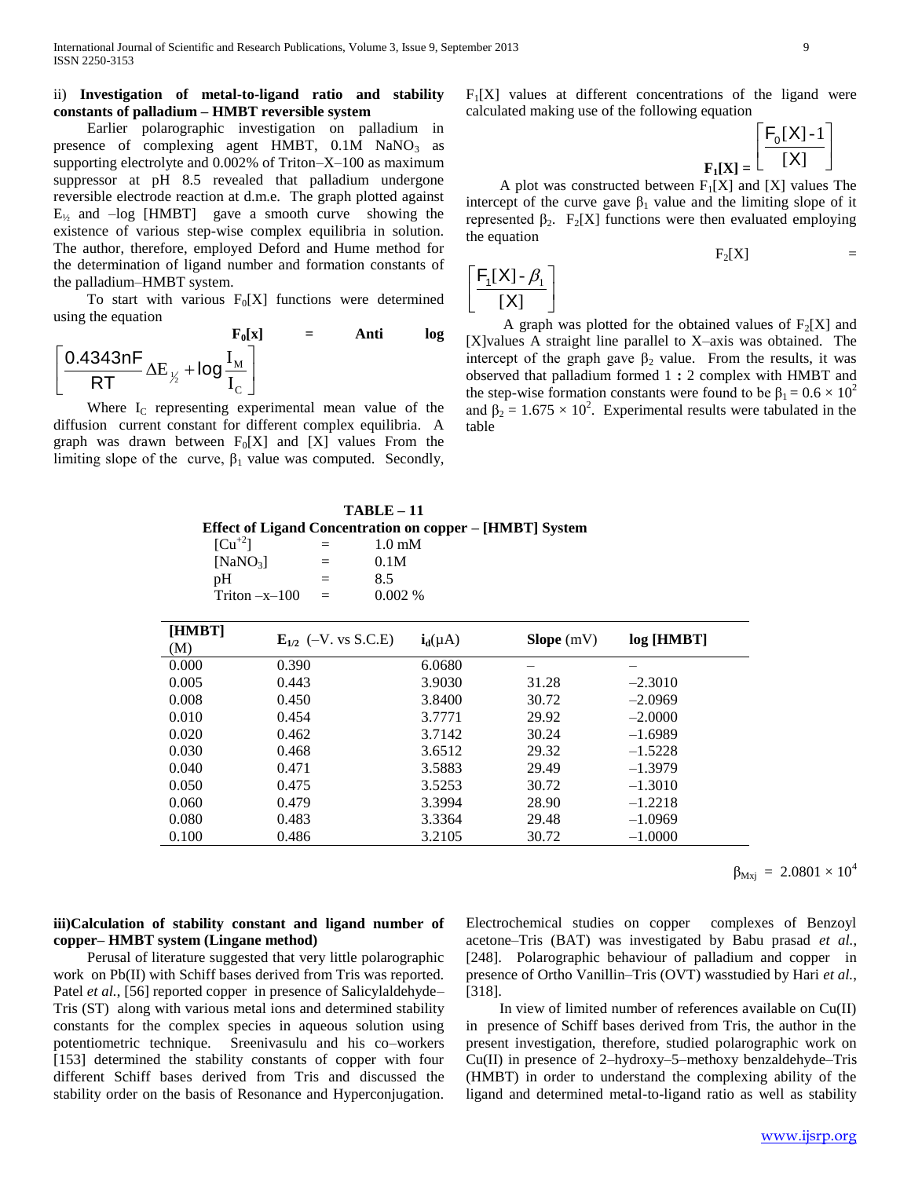ii) **Investigation of metal-to-ligand ratio and stability constants of palladium – HMBT reversible system**

Earlier polarographic investigation on palladium in presence of complexing agent HMBT, 0.1M $NaNO_3$ as supporting electrolyte and 0.002% of Triton–X–100 as maximum suppressor at pH 8.5 revealed that palladium undergone reversible electrode reaction at d.m.e. The graph plotted against $E_{½}$ and –log [HMBT] gave a smooth curve showing the existence of various step-wise complex equilibria in solution. The author, therefore, employed Deford and Hume method for the determination of ligand number and formation constants of the palladium–HMBT system.

To start with various $F_0[X]$ functions were determined using the equation

$$F_0[x] = \text{Anti log}\left[\frac{0.4343nF}{RT}\Delta E_{½} + \log\frac{I_M}{I_C}\right]$$

Where $I_C$ representing experimental mean value of the diffusion current constant for different complex equilibria. A graph was drawn between $F_0[X]$ and [X] values From the limiting slope of the curve, $\beta_1$ value was computed. Secondly, $F_1[X]$ values at different concentrations of the ligand were calculated making use of the following equation

$$F_1[X] = \left[\frac{F_0[X]-1}{[X]}\right]$$

A plot was constructed between $F_1[X]$ and [X] values The intercept of the curve gave $\beta_1$ value and the limiting slope of it represented $\beta_2$. $F_2[X]$ functions were then evaluated employing the equation

$$F_2[X] = \left[\frac{F_1[X]-\beta_1}{[X]}\right]$$

A graph was plotted for the obtained values of $F_2[X]$ and [X]values A straight line parallel to X–axis was obtained. The intercept of the graph gave $\beta_2$ value. From the results, it was observed that palladium formed 1 **:** 2 complex with HMBT and the step-wise formation constants were found to be $\beta_1 = 0.6 \times 10^2$ and $\beta_2 = 1.675 \times 10^2$. Experimental results were tabulated in the table

**TABLE – 11**

**Effect of Ligand Concentration on copper – [HMBT] System**

$[Cu^{+2}]$ = 1.0 mM
$[NaNO_3]$ = 0.1M
pH = 8.5
Triton –x–100 = 0.002 %

| [HMBT] (M) | $E_{1/2}$ (–V. vs S.C.E) | $i_d$(μA) | Slope (mV) | log [HMBT] |
|---|---|---|---|---|
| 0.000 | 0.390 | 6.0680 | – | – |
| 0.005 | 0.443 | 3.9030 | 31.28 | –2.3010 |
| 0.008 | 0.450 | 3.8400 | 30.72 | –2.0969 |
| 0.010 | 0.454 | 3.7771 | 29.92 | –2.0000 |
| 0.020 | 0.462 | 3.7142 | 30.24 | –1.6989 |
| 0.030 | 0.468 | 3.6512 | 29.32 | –1.5228 |
| 0.040 | 0.471 | 3.5883 | 29.49 | –1.3979 |
| 0.050 | 0.475 | 3.5253 | 30.72 | –1.3010 |
| 0.060 | 0.479 | 3.3994 | 28.90 | –1.2218 |
| 0.080 | 0.483 | 3.3364 | 29.48 | –1.0969 |
| 0.100 | 0.486 | 3.2105 | 30.72 | –1.0000 |

$\beta_{Mxj} = 2.0801 \times 10^4$

**iii)Calculation of stability constant and ligand number of copper– HMBT system (Lingane method)**

Perusal of literature suggested that very little polarographic work on Pb(II) with Schiff bases derived from Tris was reported. Patel *et al.*, [56] reported copper in presence of Salicylaldehyde–Tris (ST) along with various metal ions and determined stability constants for the complex species in aqueous solution using potentiometric technique. Sreenivasulu and his co–workers [153] determined the stability constants of copper with four different Schiff bases derived from Tris and discussed the stability order on the basis of Resonance and Hyperconjugation. Electrochemical studies on copper complexes of Benzoyl acetone–Tris (BAT) was investigated by Babu prasad *et al.*, [248]. Polarographic behaviour of palladium and copper in presence of Ortho Vanillin–Tris (OVT) wasstudied by Hari *et al.*, [318].

In view of limited number of references available on Cu(II) in presence of Schiff bases derived from Tris, the author in the present investigation, therefore, studied polarographic work on Cu(II) in presence of 2–hydroxy–5–methoxy benzaldehyde–Tris (HMBT) in order to understand the complexing ability of the ligand and determined metal-to-ligand ratio as well as stability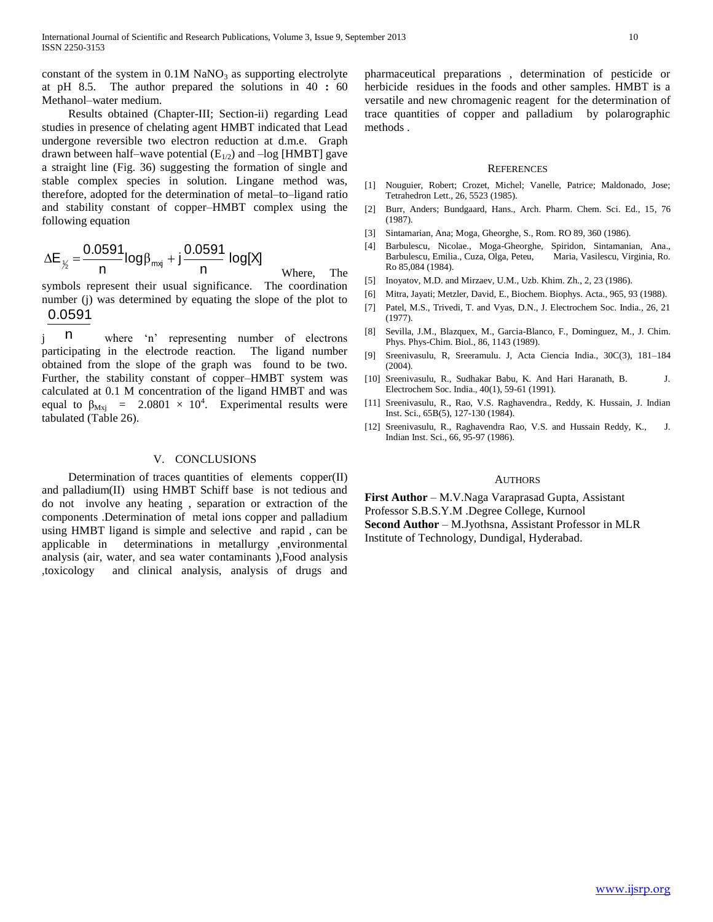constant of the system in 0.1M $NaNO_3$ as supporting electrolyte at pH 8.5. The author prepared the solutions in 40 **:** 60 Methanol–water medium.

Results obtained (Chapter-III; Section-ii) regarding Lead studies in presence of chelating agent HMBT indicated that Lead undergone reversible two electron reduction at d.m.e. Graph drawn between half–wave potential ($E_{1/2}$) and –log [HMBT] gave a straight line (Fig. 36) suggesting the formation of single and stable complex species in solution. Lingane method was, therefore, adopted for the determination of metal–to–ligand ratio and stability constant of copper–HMBT complex using the following equation

$$\Delta E_{\frac{1}{2}} = \frac{0.0591}{n}\log\beta_{mxj} + j\frac{0.0591}{n}\log[X]$$

Where, The symbols represent their usual significance. The coordination number (j) was determined by equating the slope of the plot to $j\frac{0.0591}{n}$ where 'n' representing number of electrons participating in the electrode reaction. The ligand number obtained from the slope of the graph was found to be two. Further, the stability constant of copper–HMBT system was calculated at 0.1 M concentration of the ligand HMBT and was equal to $\beta_{Mxj} = 2.0801 \times 10^4$. Experimental results were tabulated (Table 26).

## V. CONCLUSIONS

Determination of traces quantities of elements copper(II) and palladium(II) using HMBT Schiff base is not tedious and do not involve any heating , separation or extraction of the components .Determination of metal ions copper and palladium using HMBT ligand is simple and selective and rapid , can be applicable in determinations in metallurgy ,environmental analysis (air, water, and sea water contaminants ),Food analysis ,toxicology and clinical analysis, analysis of drugs and pharmaceutical preparations , determination of pesticide or herbicide residues in the foods and other samples. HMBT is a versatile and new chromagenic reagent for the determination of trace quantities of copper and palladium by polarographic methods .

## REFERENCES

[1] Nouguier, Robert; Crozet, Michel; Vanelle, Patrice; Maldonado, Jose; Tetrahedron Lett., 26, 5523 (1985).

[2] Burr, Anders; Bundgaard, Hans., Arch. Pharm. Chem. Sci. Ed., 15, 76 (1987).

[3] Sintamarian, Ana; Moga, Gheorghe, S., Rom. RO 89, 360 (1986).

[4] Barbulescu, Nicolae., Moga-Gheorghe, Spiridon, Sintamanian, Ana., Barbulescu, Emilia., Cuza, Olga, Peteu, Maria, Vasilescu, Virginia, Ro. Ro 85,084 (1984).

[5] Inoyatov, M.D. and Mirzaev, U.M., Uzb. Khim. Zh., 2, 23 (1986).

[6] Mitra, Jayati; Metzler, David, E., Biochem. Biophys. Acta., 965, 93 (1988).

[7] Patel, M.S., Trivedi, T. and Vyas, D.N., J. Electrochem Soc. India., 26, 21 (1977).

[8] Sevilla, J.M., Blazquex, M., Garcia-Blanco, F., Dominguez, M., J. Chim. Phys. Phys-Chim. Biol., 86, 1143 (1989).

[9] Sreenivasulu, R, Sreeramulu. J, Acta Ciencia India., 30C(3), 181–184 (2004).

[10] Sreenivasulu, R., Sudhakar Babu, K. And Hari Haranath, B. J. Electrochem Soc. India., 40(1), 59-61 (1991).

[11] Sreenivasulu, R., Rao, V.S. Raghavendra., Reddy, K. Hussain, J. Indian Inst. Sci., 65B(5), 127-130 (1984).

[12] Sreenivasulu, R., Raghavendra Rao, V.S. and Hussain Reddy, K., J. Indian Inst. Sci., 66, 95-97 (1986).

## AUTHORS

**First Author** – M.V.Naga Varaprasad Gupta, Assistant Professor S.B.S.Y.M .Degree College, Kurnool

**Second Author** – M.Jyothsna, Assistant Professor in MLR Institute of Technology, Dundigal, Hyderabad.